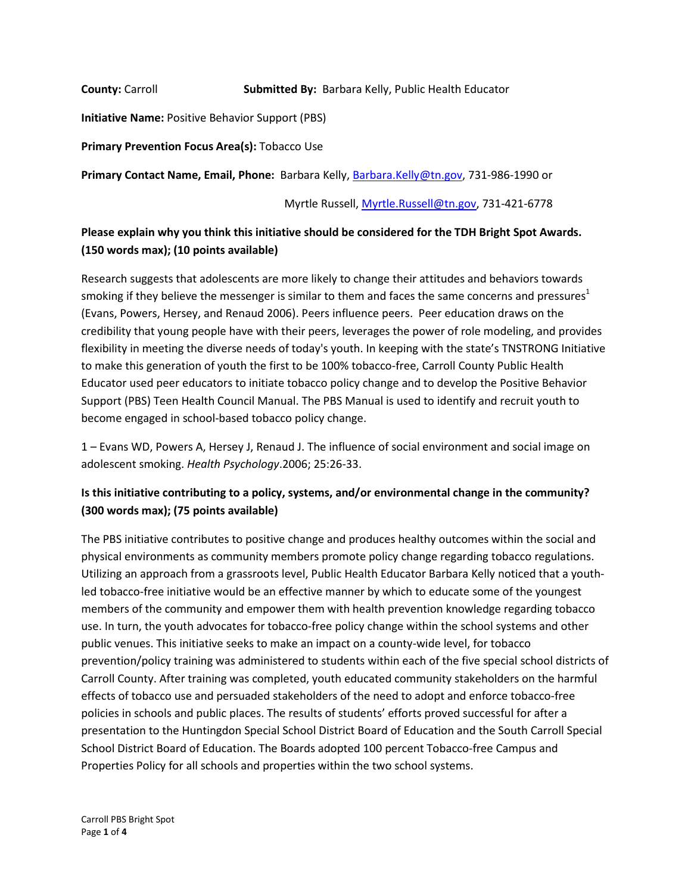**County:** Carroll **Submitted By:** Barbara Kelly, Public Health Educator

**Initiative Name:** Positive Behavior Support (PBS)

**Primary Prevention Focus Area(s):** Tobacco Use

**Primary Contact Name, Email, Phone:** Barbara Kelly, Barbara.Kelly@tn.gov, 731-986-1990 or

Myrtle Russell, Myrtle.Russell@tn.gov, 731-421-6778

**Please explain why you think this initiative should be considered for the TDH Bright Spot Awards. (150 words max); (10 points available)**

Research suggests that adolescents are more likely to change their attitudes and behaviors towards smoking if they believe the messenger is similar to them and faces the same concerns and pressures[1] (Evans, Powers, Hersey, and Renaud 2006). Peers influence peers. Peer education draws on the credibility that young people have with their peers, leverages the power of role modeling, and provides flexibility in meeting the diverse needs of today's youth. In keeping with the state's TNSTRONG Initiative to make this generation of youth the first to be 100% tobacco-free, Carroll County Public Health Educator used peer educators to initiate tobacco policy change and to develop the Positive Behavior Support (PBS) Teen Health Council Manual. The PBS Manual is used to identify and recruit youth to become engaged in school-based tobacco policy change.

1 – Evans WD, Powers A, Hersey J, Renaud J. The influence of social environment and social image on adolescent smoking. *Health Psychology*.2006; 25:26-33.

**Is this initiative contributing to a policy, systems, and/or environmental change in the community? (300 words max); (75 points available)**

The PBS initiative contributes to positive change and produces healthy outcomes within the social and physical environments as community members promote policy change regarding tobacco regulations. Utilizing an approach from a grassroots level, Public Health Educator Barbara Kelly noticed that a youth-led tobacco-free initiative would be an effective manner by which to educate some of the youngest members of the community and empower them with health prevention knowledge regarding tobacco use. In turn, the youth advocates for tobacco-free policy change within the school systems and other public venues. This initiative seeks to make an impact on a county-wide level, for tobacco prevention/policy training was administered to students within each of the five special school districts of Carroll County. After training was completed, youth educated community stakeholders on the harmful effects of tobacco use and persuaded stakeholders of the need to adopt and enforce tobacco-free policies in schools and public places. The results of students' efforts proved successful for after a presentation to the Huntingdon Special School District Board of Education and the South Carroll Special School District Board of Education. The Boards adopted 100 percent Tobacco-free Campus and Properties Policy for all schools and properties within the two school systems.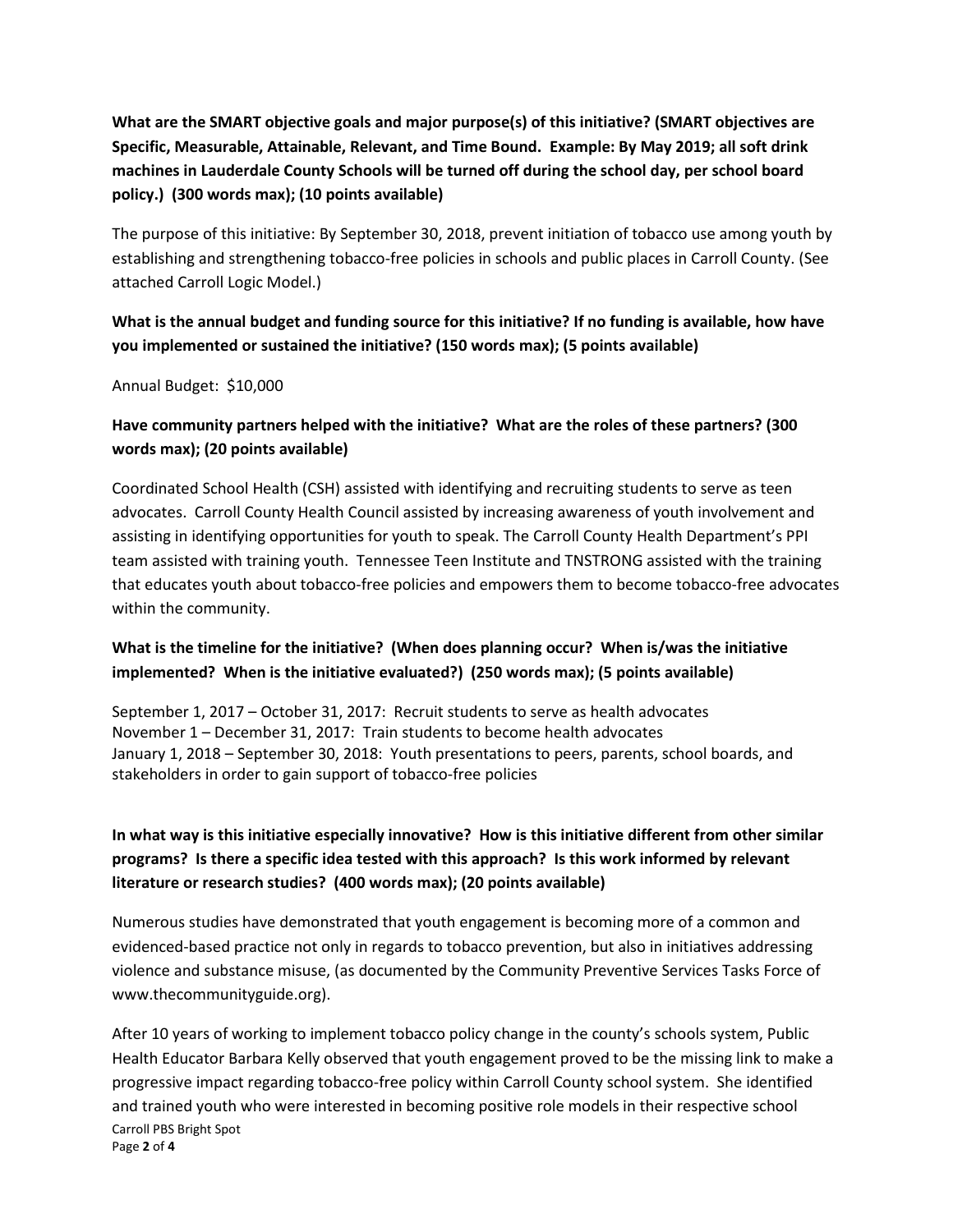**What are the SMART objective goals and major purpose(s) of this initiative? (SMART objectives are Specific, Measurable, Attainable, Relevant, and Time Bound. Example: By May 2019; all soft drink machines in Lauderdale County Schools will be turned off during the school day, per school board policy.) (300 words max); (10 points available)**

The purpose of this initiative: By September 30, 2018, prevent initiation of tobacco use among youth by establishing and strengthening tobacco-free policies in schools and public places in Carroll County. (See attached Carroll Logic Model.)

**What is the annual budget and funding source for this initiative? If no funding is available, how have you implemented or sustained the initiative? (150 words max); (5 points available)**

Annual Budget: $10,000

**Have community partners helped with the initiative? What are the roles of these partners? (300 words max); (20 points available)**

Coordinated School Health (CSH) assisted with identifying and recruiting students to serve as teen advocates. Carroll County Health Council assisted by increasing awareness of youth involvement and assisting in identifying opportunities for youth to speak. The Carroll County Health Department's PPI team assisted with training youth. Tennessee Teen Institute and TNSTRONG assisted with the training that educates youth about tobacco-free policies and empowers them to become tobacco-free advocates within the community.

**What is the timeline for the initiative? (When does planning occur? When is/was the initiative implemented? When is the initiative evaluated?) (250 words max); (5 points available)**

September 1, 2017 – October 31, 2017: Recruit students to serve as health advocates
November 1 – December 31, 2017: Train students to become health advocates
January 1, 2018 – September 30, 2018: Youth presentations to peers, parents, school boards, and stakeholders in order to gain support of tobacco-free policies

**In what way is this initiative especially innovative? How is this initiative different from other similar programs? Is there a specific idea tested with this approach? Is this work informed by relevant literature or research studies? (400 words max); (20 points available)**

Numerous studies have demonstrated that youth engagement is becoming more of a common and evidenced-based practice not only in regards to tobacco prevention, but also in initiatives addressing violence and substance misuse, (as documented by the Community Preventive Services Tasks Force of www.thecommunityguide.org).

After 10 years of working to implement tobacco policy change in the county's schools system, Public Health Educator Barbara Kelly observed that youth engagement proved to be the missing link to make a progressive impact regarding tobacco-free policy within Carroll County school system. She identified and trained youth who were interested in becoming positive role models in their respective school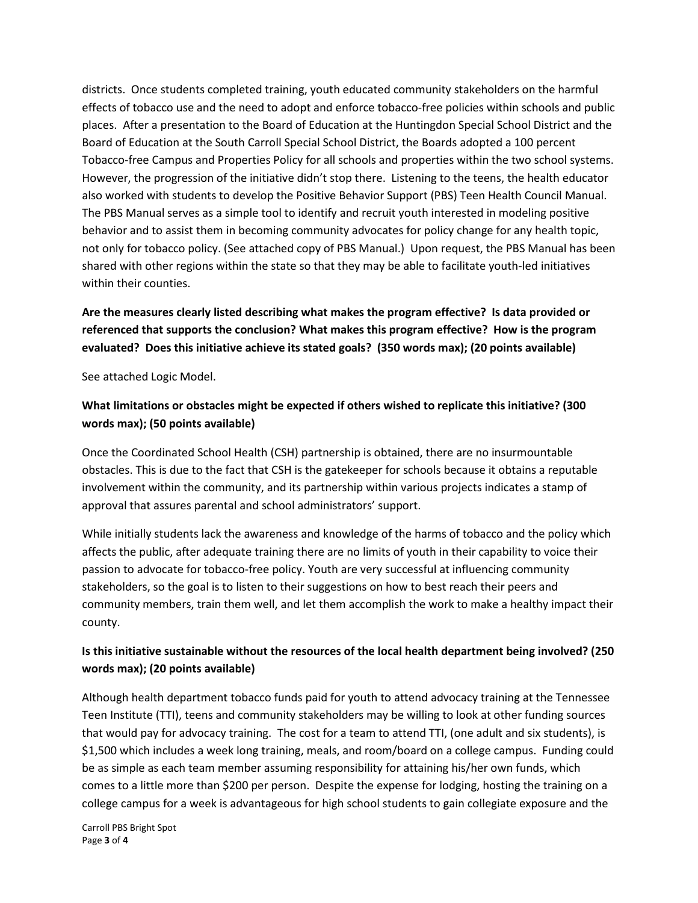districts. Once students completed training, youth educated community stakeholders on the harmful effects of tobacco use and the need to adopt and enforce tobacco-free policies within schools and public places. After a presentation to the Board of Education at the Huntingdon Special School District and the Board of Education at the South Carroll Special School District, the Boards adopted a 100 percent Tobacco-free Campus and Properties Policy for all schools and properties within the two school systems. However, the progression of the initiative didn't stop there. Listening to the teens, the health educator also worked with students to develop the Positive Behavior Support (PBS) Teen Health Council Manual. The PBS Manual serves as a simple tool to identify and recruit youth interested in modeling positive behavior and to assist them in becoming community advocates for policy change for any health topic, not only for tobacco policy. (See attached copy of PBS Manual.) Upon request, the PBS Manual has been shared with other regions within the state so that they may be able to facilitate youth-led initiatives within their counties.

**Are the measures clearly listed describing what makes the program effective? Is data provided or referenced that supports the conclusion? What makes this program effective? How is the program evaluated? Does this initiative achieve its stated goals? (350 words max); (20 points available)**

See attached Logic Model.

**What limitations or obstacles might be expected if others wished to replicate this initiative? (300 words max); (50 points available)**

Once the Coordinated School Health (CSH) partnership is obtained, there are no insurmountable obstacles. This is due to the fact that CSH is the gatekeeper for schools because it obtains a reputable involvement within the community, and its partnership within various projects indicates a stamp of approval that assures parental and school administrators' support.

While initially students lack the awareness and knowledge of the harms of tobacco and the policy which affects the public, after adequate training there are no limits of youth in their capability to voice their passion to advocate for tobacco-free policy. Youth are very successful at influencing community stakeholders, so the goal is to listen to their suggestions on how to best reach their peers and community members, train them well, and let them accomplish the work to make a healthy impact their county.

**Is this initiative sustainable without the resources of the local health department being involved? (250 words max); (20 points available)**

Although health department tobacco funds paid for youth to attend advocacy training at the Tennessee Teen Institute (TTI), teens and community stakeholders may be willing to look at other funding sources that would pay for advocacy training. The cost for a team to attend TTI, (one adult and six students), is $1,500 which includes a week long training, meals, and room/board on a college campus. Funding could be as simple as each team member assuming responsibility for attaining his/her own funds, which comes to a little more than $200 per person. Despite the expense for lodging, hosting the training on a college campus for a week is advantageous for high school students to gain collegiate exposure and the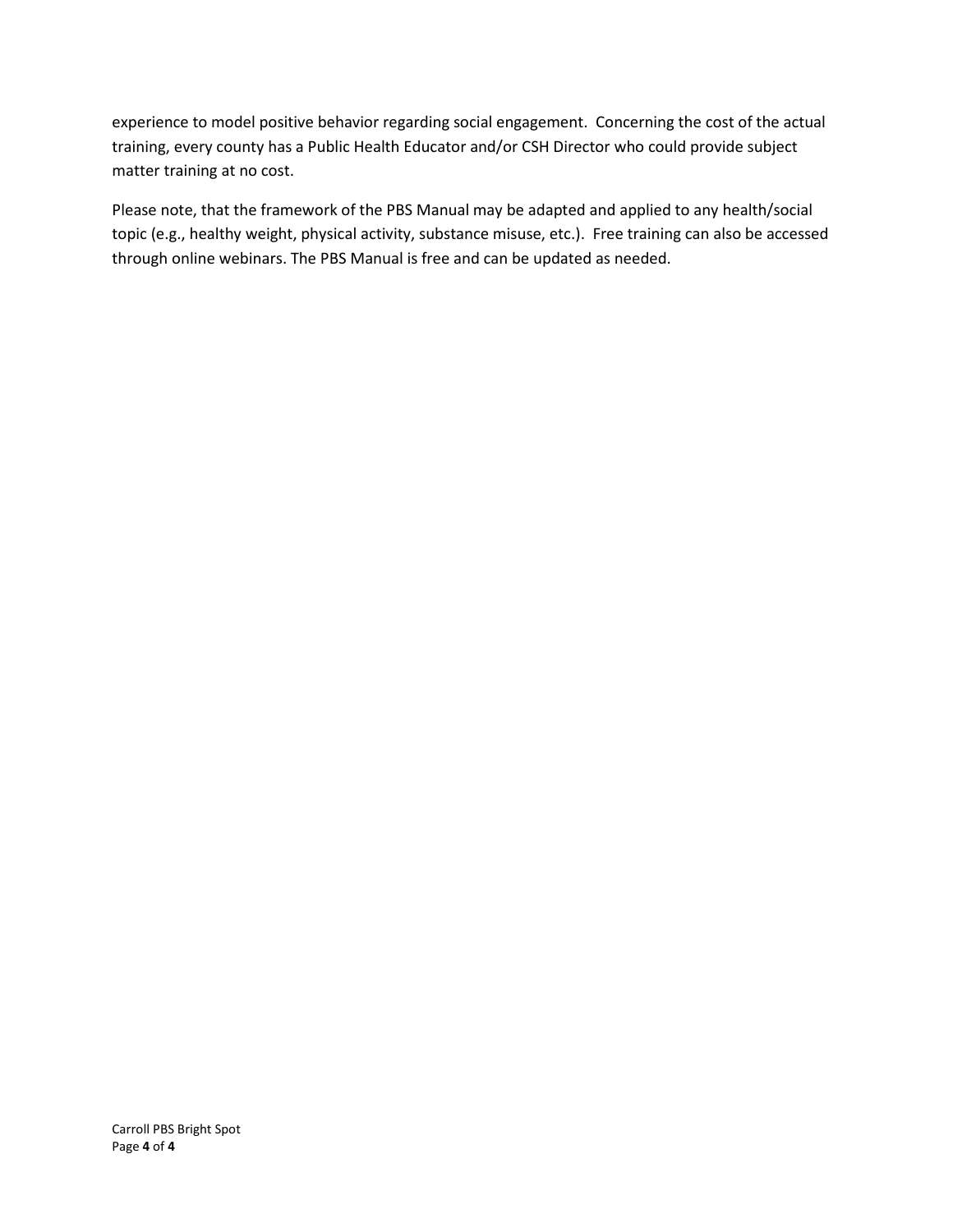experience to model positive behavior regarding social engagement. Concerning the cost of the actual training, every county has a Public Health Educator and/or CSH Director who could provide subject matter training at no cost.

Please note, that the framework of the PBS Manual may be adapted and applied to any health/social topic (e.g., healthy weight, physical activity, substance misuse, etc.). Free training can also be accessed through online webinars. The PBS Manual is free and can be updated as needed.